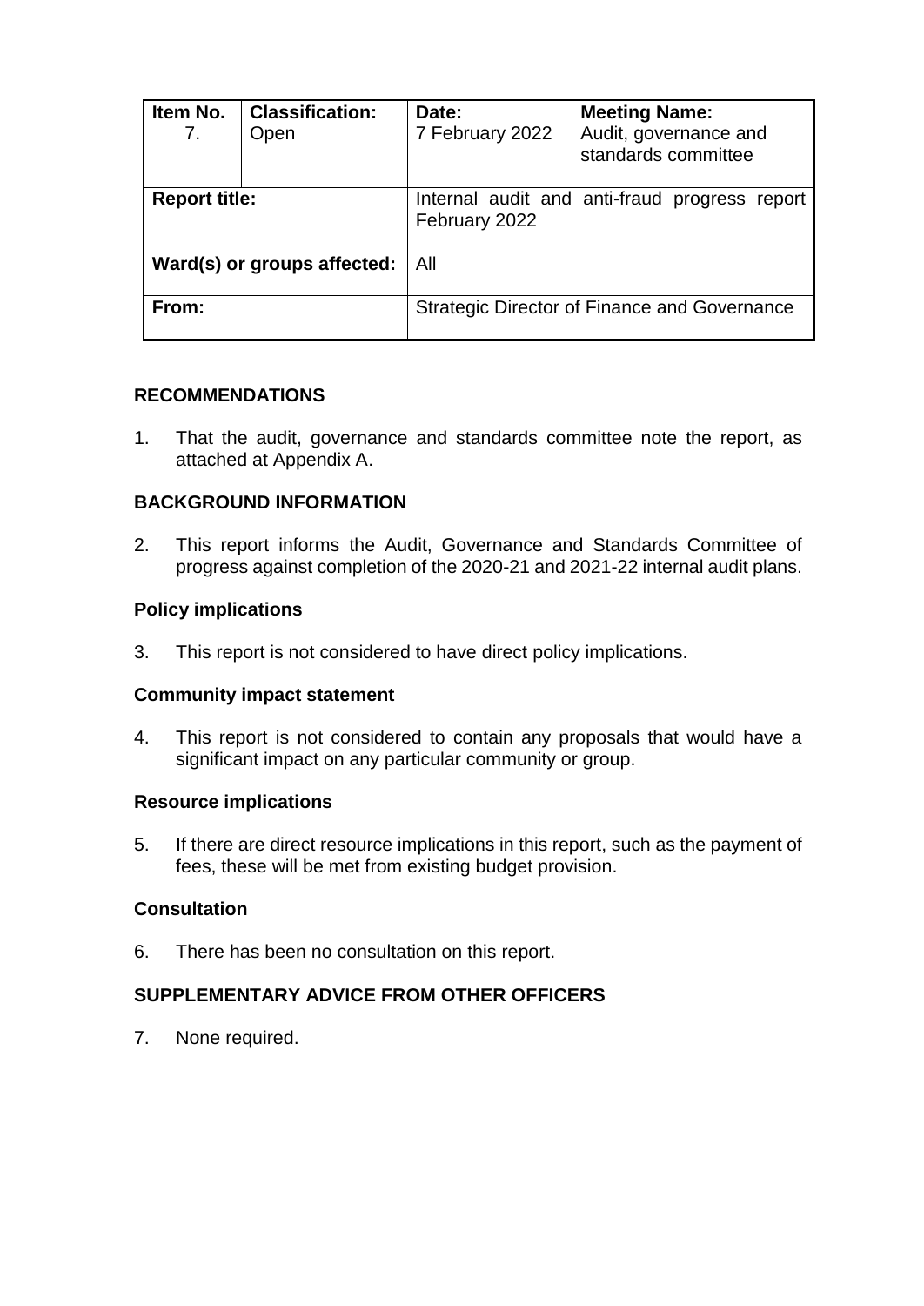| Item No. 7. | Classification: Open | Date: 7 February 2022 | Meeting Name: Audit, governance and standards committee |
|---|---|---|---|
| **Report title:** | | Internal audit and anti-fraud progress report February 2022 | |
| **Ward(s) or groups affected:** | | All | |
| **From:** | | Strategic Director of Finance and Governance | |

## RECOMMENDATIONS

1. That the audit, governance and standards committee note the report, as attached at Appendix A.

## BACKGROUND INFORMATION

2. This report informs the Audit, Governance and Standards Committee of progress against completion of the 2020-21 and 2021-22 internal audit plans.

### Policy implications

3. This report is not considered to have direct policy implications.

### Community impact statement

4. This report is not considered to contain any proposals that would have a significant impact on any particular community or group.

### Resource implications

5. If there are direct resource implications in this report, such as the payment of fees, these will be met from existing budget provision.

### Consultation

6. There has been no consultation on this report.

## SUPPLEMENTARY ADVICE FROM OTHER OFFICERS

7. None required.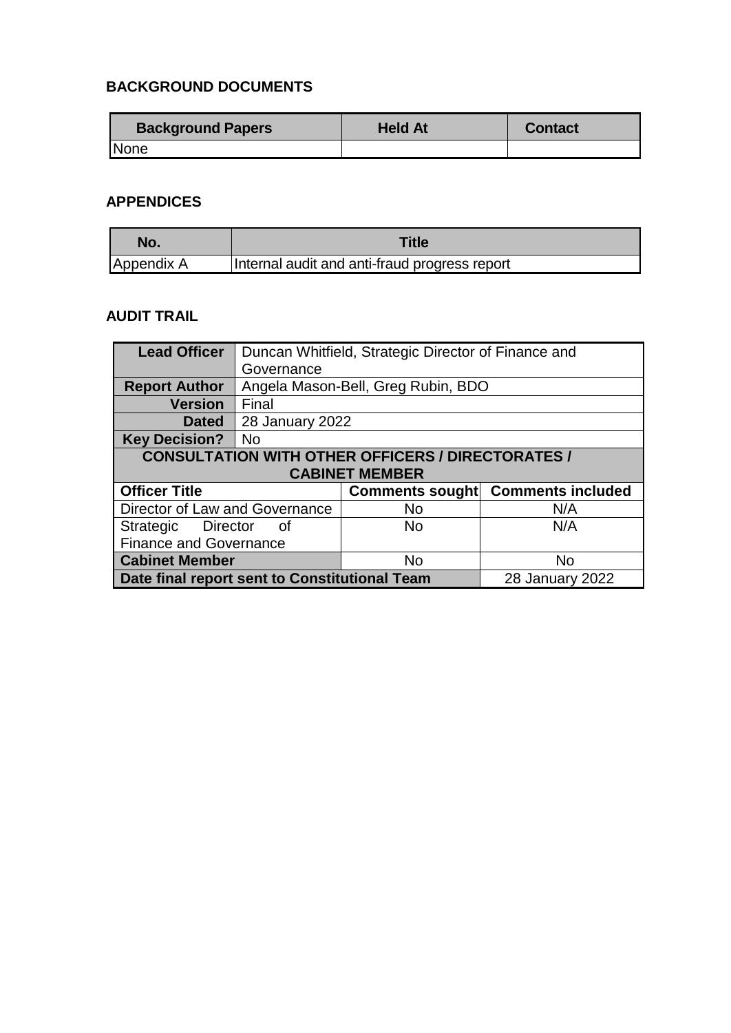**BACKGROUND DOCUMENTS**

| Background Papers | Held At | Contact |
|---|---|---|
| None | | |

**APPENDICES**

| No. | Title |
|---|---|
| Appendix A | Internal audit and anti-fraud progress report |

**AUDIT TRAIL**

| | | | |
|---|---|---|---|
| **Lead Officer** | Duncan Whitfield, Strategic Director of Finance and Governance | | |
| **Report Author** | Angela Mason-Bell, Greg Rubin, BDO | | |
| **Version** | Final | | |
| **Dated** | 28 January 2022 | | |
| **Key Decision?** | No | | |
| **CONSULTATION WITH OTHER OFFICERS / DIRECTORATES / CABINET MEMBER** | | | |
| **Officer Title** | | **Comments sought** | **Comments included** |
| Director of Law and Governance | | No | N/A |
| Strategic Director of Finance and Governance | | No | N/A |
| **Cabinet Member** | | No | No |
| **Date final report sent to Constitutional Team** | | | 28 January 2022 |